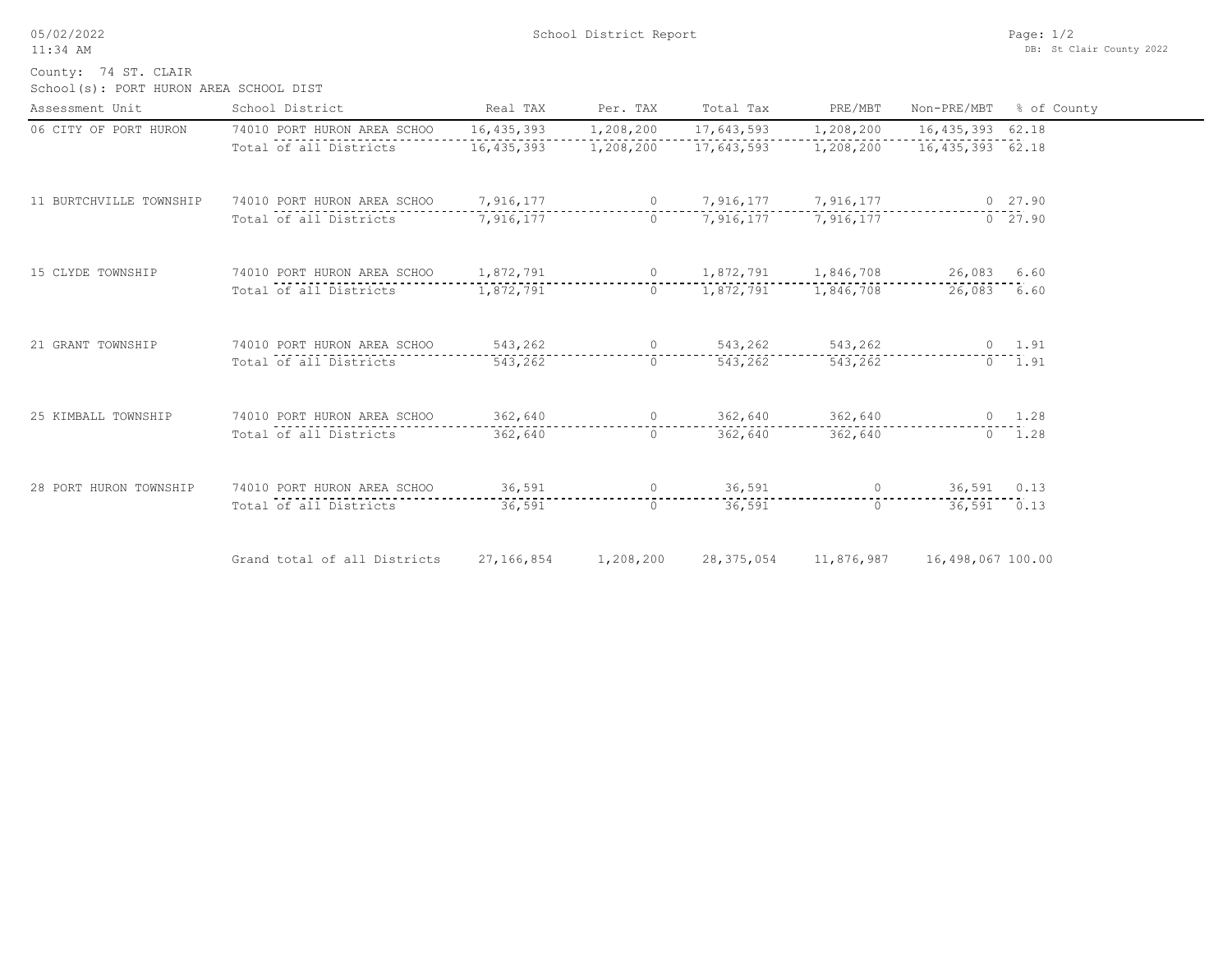# School District Report

05/02/2022
11:34 AM

DB: St Clair County 2022

County: 74 ST. CLAIR
School(s): PORT HURON AREA SCHOOL DIST

| Assessment Unit | School District | Real TAX | Per. TAX | Total Tax | PRE/MBT | Non-PRE/MBT | % of County |
|---|---|---|---|---|---|---|---|
| 06 CITY OF PORT HURON | 74010 PORT HURON AREA SCHOO | 16,435,393 | 1,208,200 | 17,643,593 | 1,208,200 | 16,435,393 | 62.18 |
| | Total of all Districts | 16,435,393 | 1,208,200 | 17,643,593 | 1,208,200 | 16,435,393 | 62.18 |
| 11 BURTCHVILLE TOWNSHIP | 74010 PORT HURON AREA SCHOO | 7,916,177 | 0 | 7,916,177 | 7,916,177 | 0 | 27.90 |
| | Total of all Districts | 7,916,177 | 0 | 7,916,177 | 7,916,177 | 0 | 27.90 |
| 15 CLYDE TOWNSHIP | 74010 PORT HURON AREA SCHOO | 1,872,791 | 0 | 1,872,791 | 1,846,708 | 26,083 | 6.60 |
| | Total of all Districts | 1,872,791 | 0 | 1,872,791 | 1,846,708 | 26,083 | 6.60 |
| 21 GRANT TOWNSHIP | 74010 PORT HURON AREA SCHOO | 543,262 | 0 | 543,262 | 543,262 | 0 | 1.91 |
| | Total of all Districts | 543,262 | 0 | 543,262 | 543,262 | 0 | 1.91 |
| 25 KIMBALL TOWNSHIP | 74010 PORT HURON AREA SCHOO | 362,640 | 0 | 362,640 | 362,640 | 0 | 1.28 |
| | Total of all Districts | 362,640 | 0 | 362,640 | 362,640 | 0 | 1.28 |
| 28 PORT HURON TOWNSHIP | 74010 PORT HURON AREA SCHOO | 36,591 | 0 | 36,591 | 0 | 36,591 | 0.13 |
| | Total of all Districts | 36,591 | 0 | 36,591 | 0 | 36,591 | 0.13 |
| | Grand total of all Districts | 27,166,854 | 1,208,200 | 28,375,054 | 11,876,987 | 16,498,067 | 100.00 |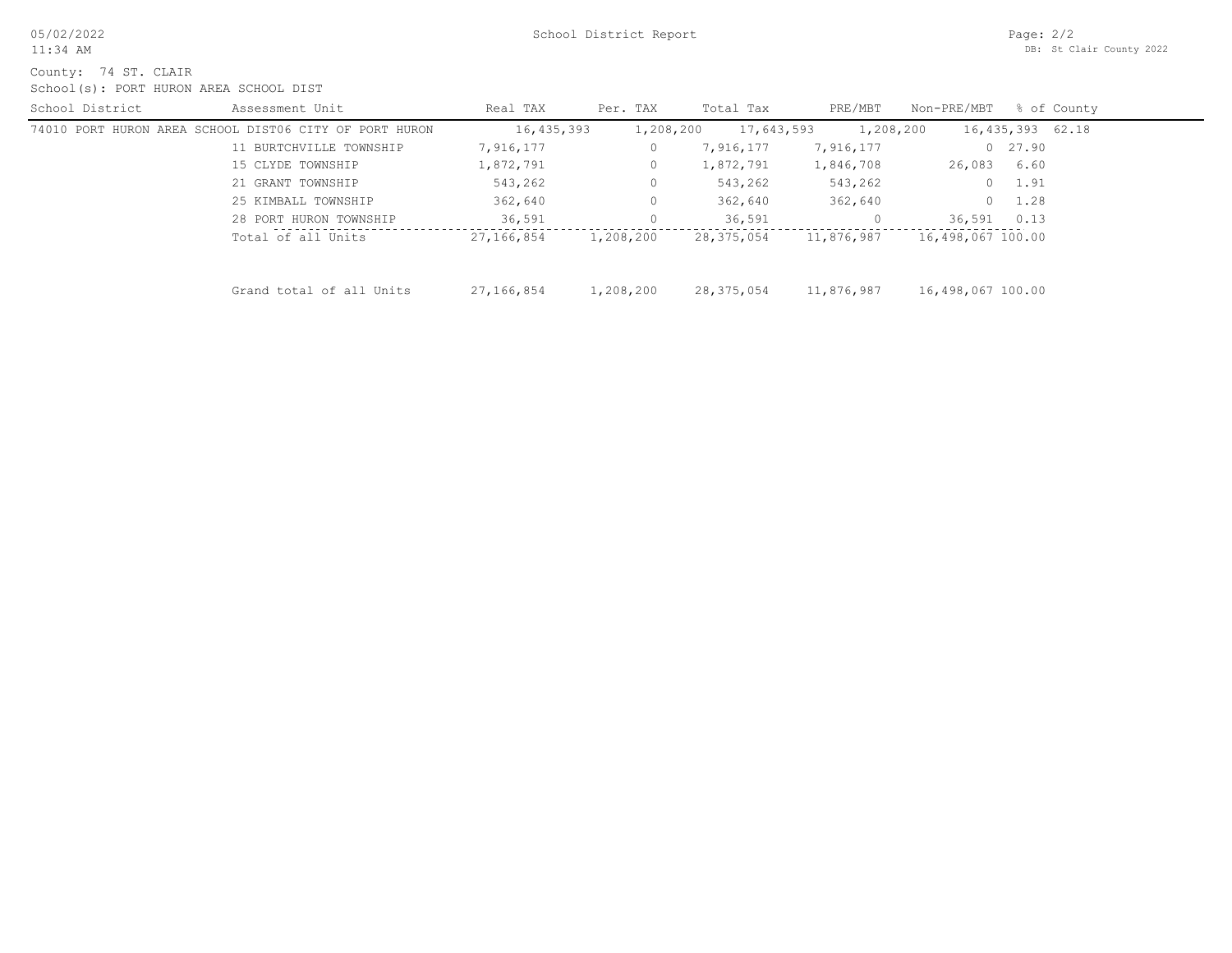School District Report

County: 74 ST. CLAIR
School(s): PORT HURON AREA SCHOOL DIST

| School District | Assessment Unit | Real TAX | Per. TAX | Total Tax | PRE/MBT | Non-PRE/MBT | % of County |
|---|---|---|---|---|---|---|---|
| 74010 PORT HURON AREA SCHOOL DIST | 06 CITY OF PORT HURON | 16,435,393 | 1,208,200 | 17,643,593 | 1,208,200 | 16,435,393 | 62.18 |
| | 11 BURTCHVILLE TOWNSHIP | 7,916,177 | 0 | 7,916,177 | 7,916,177 | 0 | 27.90 |
| | 15 CLYDE TOWNSHIP | 1,872,791 | 0 | 1,872,791 | 1,846,708 | 26,083 | 6.60 |
| | 21 GRANT TOWNSHIP | 543,262 | 0 | 543,262 | 543,262 | 0 | 1.91 |
| | 25 KIMBALL TOWNSHIP | 362,640 | 0 | 362,640 | 362,640 | 0 | 1.28 |
| | 28 PORT HURON TOWNSHIP | 36,591 | 0 | 36,591 | 0 | 36,591 | 0.13 |
| | Total of all Units | 27,166,854 | 1,208,200 | 28,375,054 | 11,876,987 | 16,498,067 | 100.00 |
| | Grand total of all Units | 27,166,854 | 1,208,200 | 28,375,054 | 11,876,987 | 16,498,067 | 100.00 |